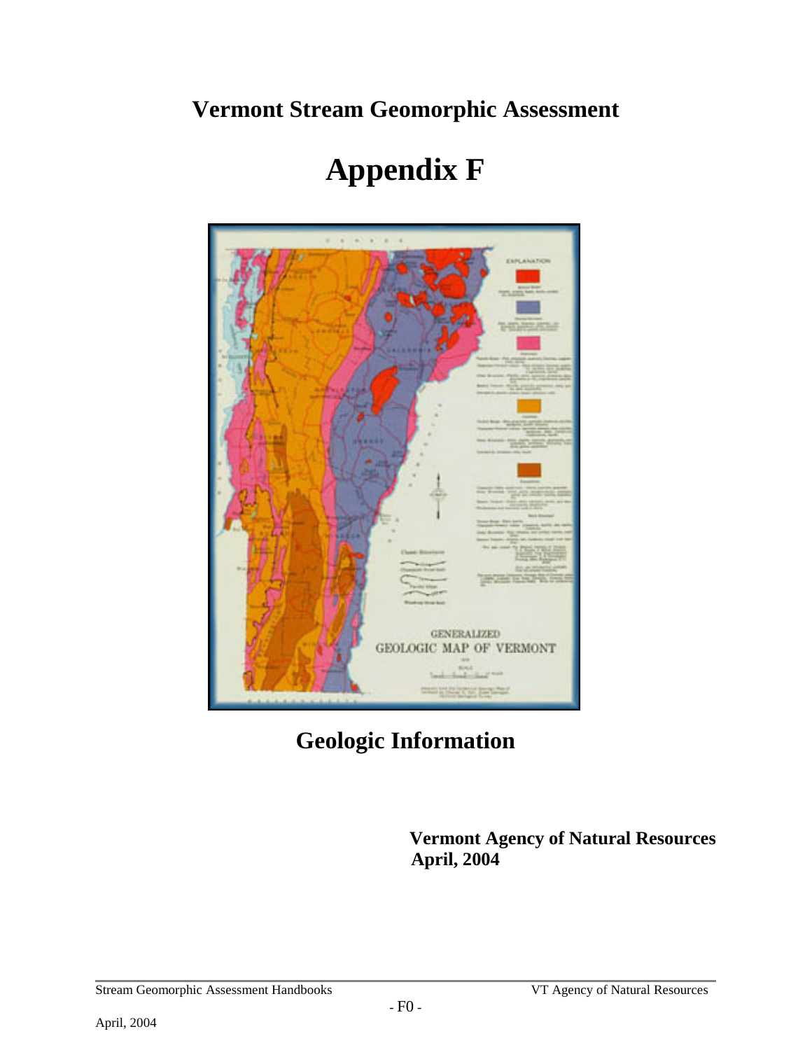# Vermont Stream Geomorphic Assessment

# Appendix F

## Geologic Information

**Vermont Agency of Natural Resources**
**April, 2004**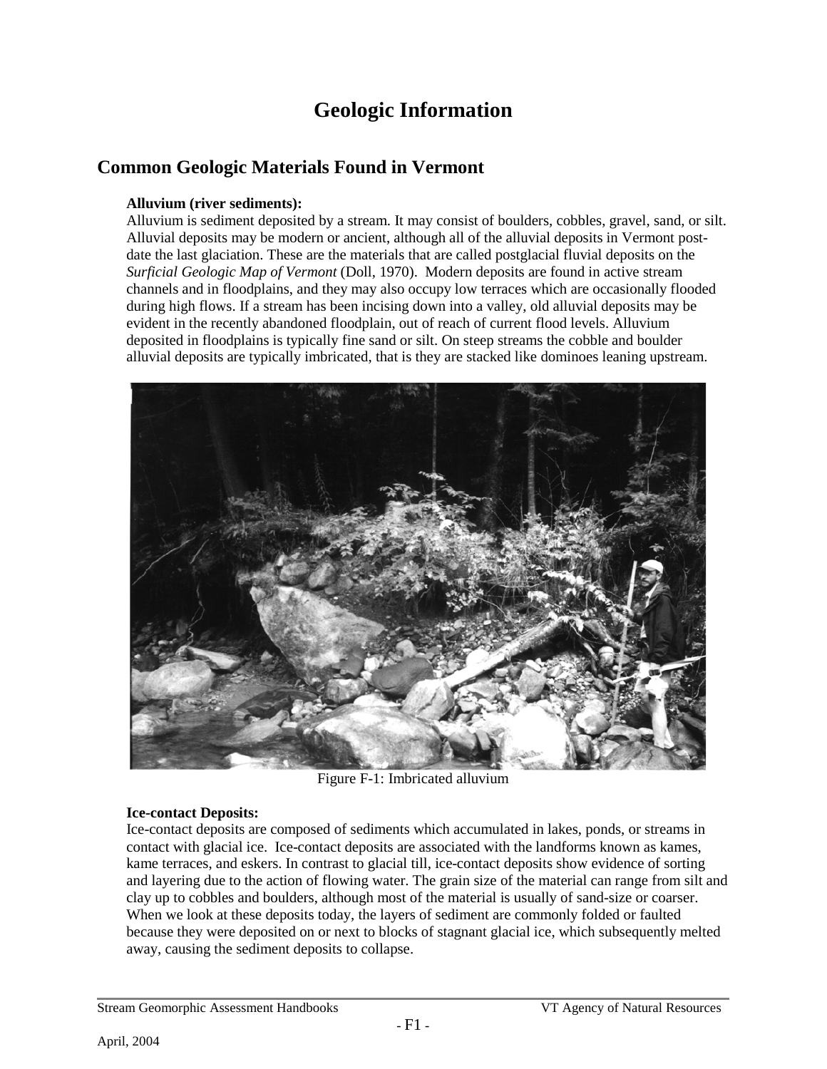# Geologic Information

## Common Geologic Materials Found in Vermont

**Alluvium (river sediments):**

Alluvium is sediment deposited by a stream. It may consist of boulders, cobbles, gravel, sand, or silt. Alluvial deposits may be modern or ancient, although all of the alluvial deposits in Vermont post-date the last glaciation. These are the materials that are called postglacial fluvial deposits on the *Surficial Geologic Map of Vermont* (Doll, 1970). Modern deposits are found in active stream channels and in floodplains, and they may also occupy low terraces which are occasionally flooded during high flows. If a stream has been incising down into a valley, old alluvial deposits may be evident in the recently abandoned floodplain, out of reach of current flood levels. Alluvium deposited in floodplains is typically fine sand or silt. On steep streams the cobble and boulder alluvial deposits are typically imbricated, that is they are stacked like dominoes leaning upstream.

Figure F-1: Imbricated alluvium

**Ice-contact Deposits:**

Ice-contact deposits are composed of sediments which accumulated in lakes, ponds, or streams in contact with glacial ice. Ice-contact deposits are associated with the landforms known as kames, kame terraces, and eskers. In contrast to glacial till, ice-contact deposits show evidence of sorting and layering due to the action of flowing water. The grain size of the material can range from silt and clay up to cobbles and boulders, although most of the material is usually of sand-size or coarser. When we look at these deposits today, the layers of sediment are commonly folded or faulted because they were deposited on or next to blocks of stagnant glacial ice, which subsequently melted away, causing the sediment deposits to collapse.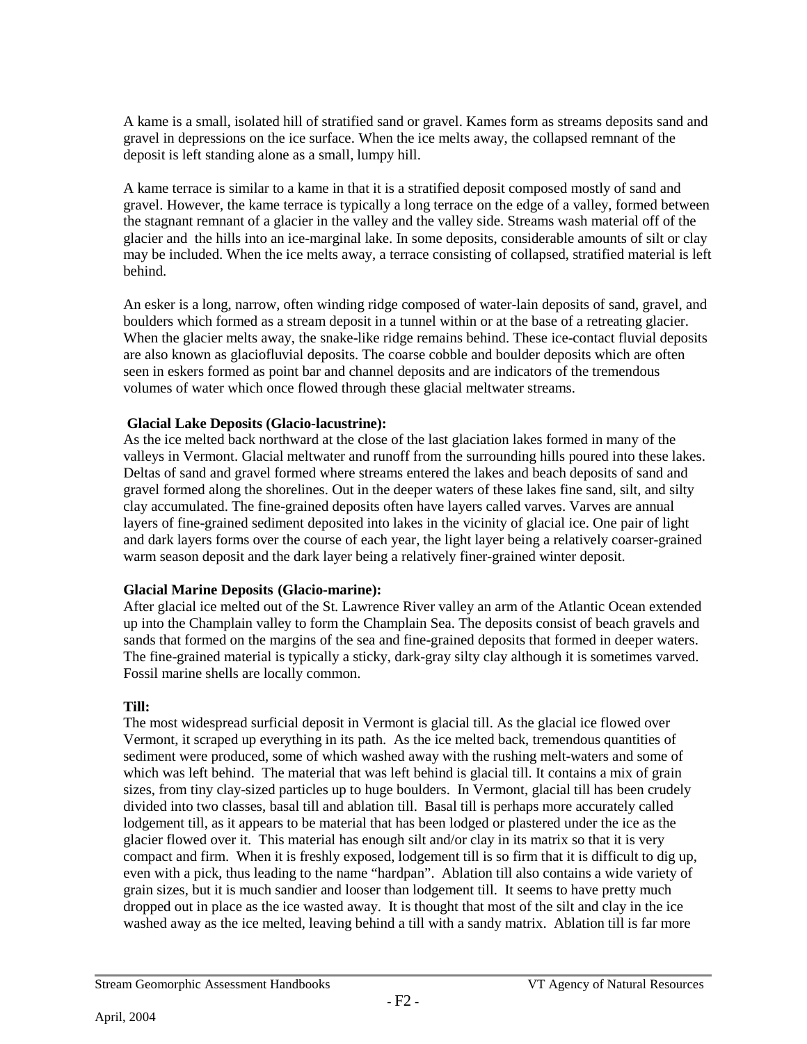A kame is a small, isolated hill of stratified sand or gravel. Kames form as streams deposits sand and gravel in depressions on the ice surface. When the ice melts away, the collapsed remnant of the deposit is left standing alone as a small, lumpy hill.

A kame terrace is similar to a kame in that it is a stratified deposit composed mostly of sand and gravel. However, the kame terrace is typically a long terrace on the edge of a valley, formed between the stagnant remnant of a glacier in the valley and the valley side. Streams wash material off of the glacier and the hills into an ice-marginal lake. In some deposits, considerable amounts of silt or clay may be included. When the ice melts away, a terrace consisting of collapsed, stratified material is left behind.

An esker is a long, narrow, often winding ridge composed of water-lain deposits of sand, gravel, and boulders which formed as a stream deposit in a tunnel within or at the base of a retreating glacier. When the glacier melts away, the snake-like ridge remains behind. These ice-contact fluvial deposits are also known as glaciofluvial deposits. The coarse cobble and boulder deposits which are often seen in eskers formed as point bar and channel deposits and are indicators of the tremendous volumes of water which once flowed through these glacial meltwater streams.

**Glacial Lake Deposits (Glacio-lacustrine):**
As the ice melted back northward at the close of the last glaciation lakes formed in many of the valleys in Vermont. Glacial meltwater and runoff from the surrounding hills poured into these lakes. Deltas of sand and gravel formed where streams entered the lakes and beach deposits of sand and gravel formed along the shorelines. Out in the deeper waters of these lakes fine sand, silt, and silty clay accumulated. The fine-grained deposits often have layers called varves. Varves are annual layers of fine-grained sediment deposited into lakes in the vicinity of glacial ice. One pair of light and dark layers forms over the course of each year, the light layer being a relatively coarser-grained warm season deposit and the dark layer being a relatively finer-grained winter deposit.

**Glacial Marine Deposits (Glacio-marine):**
After glacial ice melted out of the St. Lawrence River valley an arm of the Atlantic Ocean extended up into the Champlain valley to form the Champlain Sea. The deposits consist of beach gravels and sands that formed on the margins of the sea and fine-grained deposits that formed in deeper waters. The fine-grained material is typically a sticky, dark-gray silty clay although it is sometimes varved. Fossil marine shells are locally common.

**Till:**
The most widespread surficial deposit in Vermont is glacial till. As the glacial ice flowed over Vermont, it scraped up everything in its path. As the ice melted back, tremendous quantities of sediment were produced, some of which washed away with the rushing melt-waters and some of which was left behind. The material that was left behind is glacial till. It contains a mix of grain sizes, from tiny clay-sized particles up to huge boulders. In Vermont, glacial till has been crudely divided into two classes, basal till and ablation till. Basal till is perhaps more accurately called lodgement till, as it appears to be material that has been lodged or plastered under the ice as the glacier flowed over it. This material has enough silt and/or clay in its matrix so that it is very compact and firm. When it is freshly exposed, lodgement till is so firm that it is difficult to dig up, even with a pick, thus leading to the name "hardpan". Ablation till also contains a wide variety of grain sizes, but it is much sandier and looser than lodgement till. It seems to have pretty much dropped out in place as the ice wasted away. It is thought that most of the silt and clay in the ice washed away as the ice melted, leaving behind a till with a sandy matrix. Ablation till is far more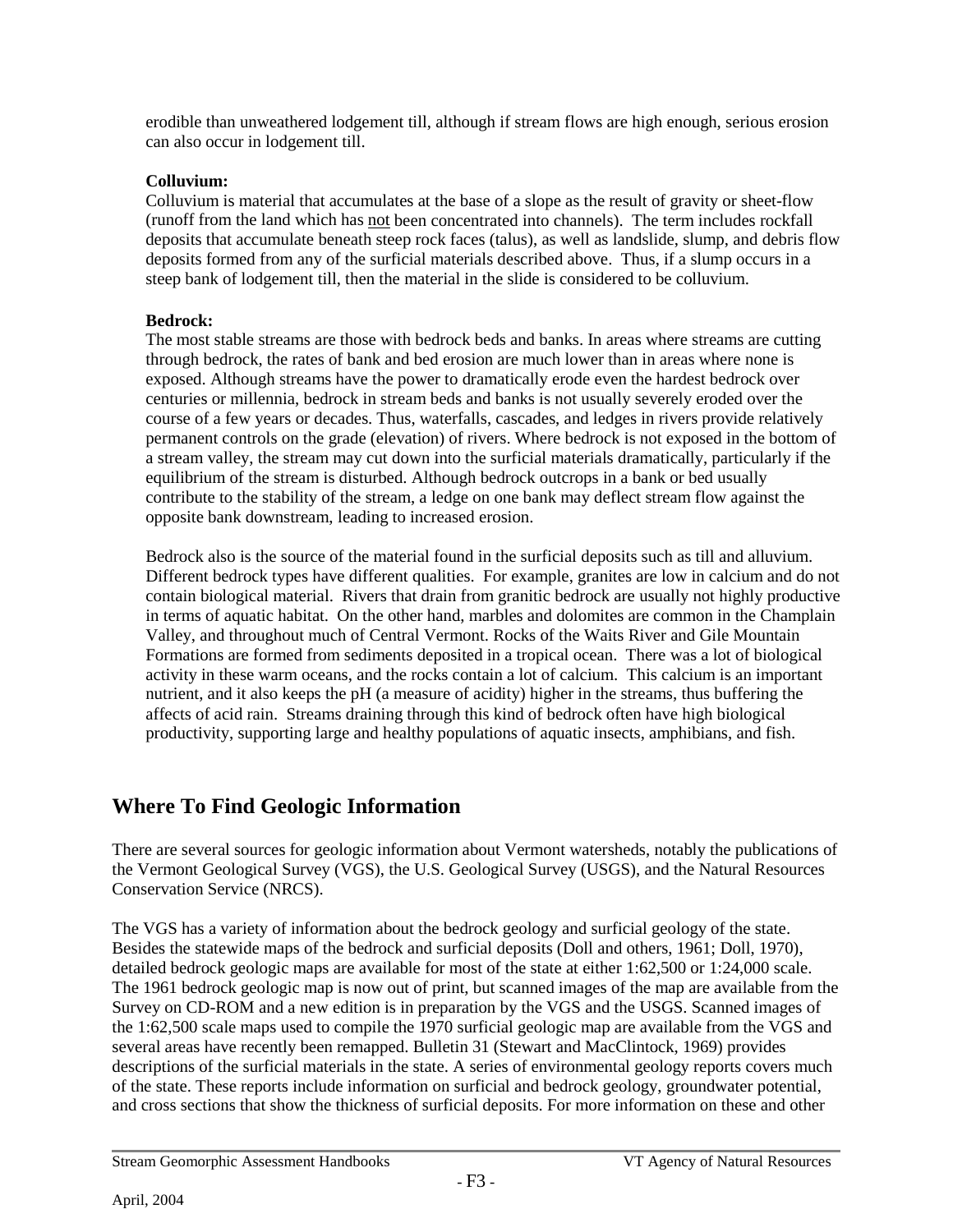erodible than unweathered lodgement till, although if stream flows are high enough, serious erosion can also occur in lodgement till.

**Colluvium:**
Colluvium is material that accumulates at the base of a slope as the result of gravity or sheet-flow (runoff from the land which has <u>not</u> been concentrated into channels). The term includes rockfall deposits that accumulate beneath steep rock faces (talus), as well as landslide, slump, and debris flow deposits formed from any of the surficial materials described above. Thus, if a slump occurs in a steep bank of lodgement till, then the material in the slide is considered to be colluvium.

**Bedrock:**
The most stable streams are those with bedrock beds and banks. In areas where streams are cutting through bedrock, the rates of bank and bed erosion are much lower than in areas where none is exposed. Although streams have the power to dramatically erode even the hardest bedrock over centuries or millennia, bedrock in stream beds and banks is not usually severely eroded over the course of a few years or decades. Thus, waterfalls, cascades, and ledges in rivers provide relatively permanent controls on the grade (elevation) of rivers. Where bedrock is not exposed in the bottom of a stream valley, the stream may cut down into the surficial materials dramatically, particularly if the equilibrium of the stream is disturbed. Although bedrock outcrops in a bank or bed usually contribute to the stability of the stream, a ledge on one bank may deflect stream flow against the opposite bank downstream, leading to increased erosion.

Bedrock also is the source of the material found in the surficial deposits such as till and alluvium. Different bedrock types have different qualities. For example, granites are low in calcium and do not contain biological material. Rivers that drain from granitic bedrock are usually not highly productive in terms of aquatic habitat. On the other hand, marbles and dolomites are common in the Champlain Valley, and throughout much of Central Vermont. Rocks of the Waits River and Gile Mountain Formations are formed from sediments deposited in a tropical ocean. There was a lot of biological activity in these warm oceans, and the rocks contain a lot of calcium. This calcium is an important nutrient, and it also keeps the pH (a measure of acidity) higher in the streams, thus buffering the affects of acid rain. Streams draining through this kind of bedrock often have high biological productivity, supporting large and healthy populations of aquatic insects, amphibians, and fish.

## Where To Find Geologic Information

There are several sources for geologic information about Vermont watersheds, notably the publications of the Vermont Geological Survey (VGS), the U.S. Geological Survey (USGS), and the Natural Resources Conservation Service (NRCS).

The VGS has a variety of information about the bedrock geology and surficial geology of the state. Besides the statewide maps of the bedrock and surficial deposits (Doll and others, 1961; Doll, 1970), detailed bedrock geologic maps are available for most of the state at either 1:62,500 or 1:24,000 scale. The 1961 bedrock geologic map is now out of print, but scanned images of the map are available from the Survey on CD-ROM and a new edition is in preparation by the VGS and the USGS. Scanned images of the 1:62,500 scale maps used to compile the 1970 surficial geologic map are available from the VGS and several areas have recently been remapped. Bulletin 31 (Stewart and MacClintock, 1969) provides descriptions of the surficial materials in the state. A series of environmental geology reports covers much of the state. These reports include information on surficial and bedrock geology, groundwater potential, and cross sections that show the thickness of surficial deposits. For more information on these and other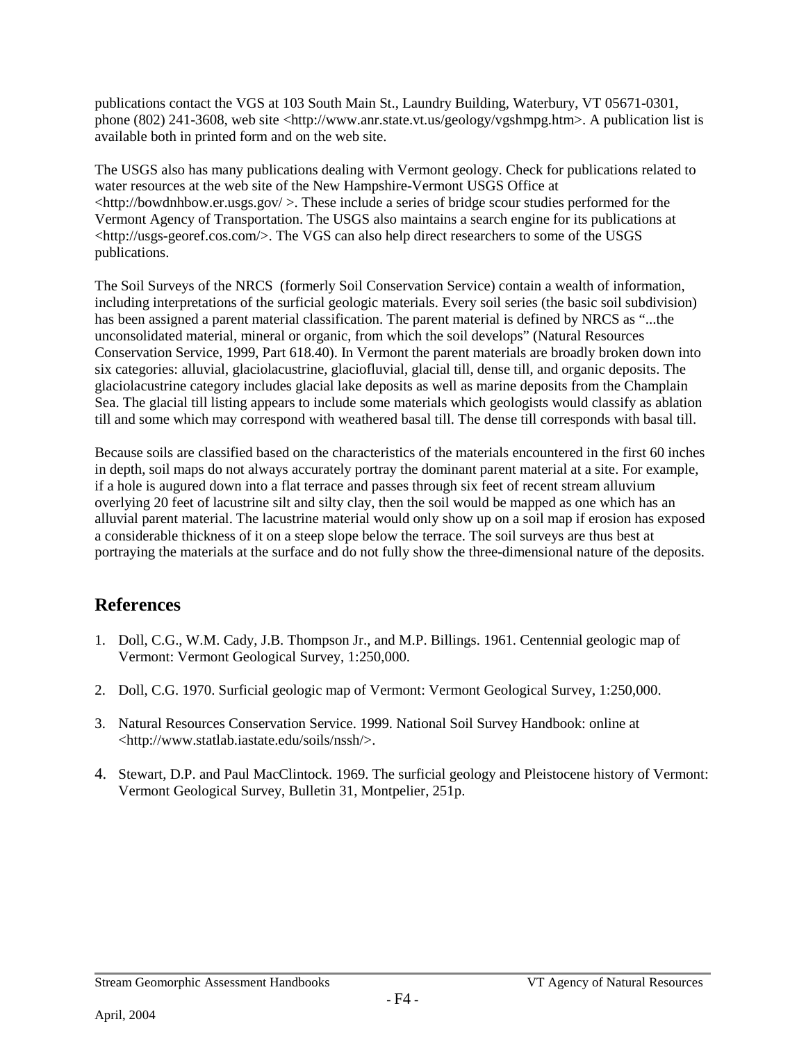publications contact the VGS at 103 South Main St., Laundry Building, Waterbury, VT 05671-0301, phone (802) 241-3608, web site <http://www.anr.state.vt.us/geology/vgshmpg.htm>. A publication list is available both in printed form and on the web site.

The USGS also has many publications dealing with Vermont geology. Check for publications related to water resources at the web site of the New Hampshire-Vermont USGS Office at <http://bowdnhbow.er.usgs.gov/ >. These include a series of bridge scour studies performed for the Vermont Agency of Transportation. The USGS also maintains a search engine for its publications at <http://usgs-georef.cos.com/>. The VGS can also help direct researchers to some of the USGS publications.

The Soil Surveys of the NRCS (formerly Soil Conservation Service) contain a wealth of information, including interpretations of the surficial geologic materials. Every soil series (the basic soil subdivision) has been assigned a parent material classification. The parent material is defined by NRCS as "...the unconsolidated material, mineral or organic, from which the soil develops" (Natural Resources Conservation Service, 1999, Part 618.40). In Vermont the parent materials are broadly broken down into six categories: alluvial, glaciolacustrine, glaciofluvial, glacial till, dense till, and organic deposits. The glaciolacustrine category includes glacial lake deposits as well as marine deposits from the Champlain Sea. The glacial till listing appears to include some materials which geologists would classify as ablation till and some which may correspond with weathered basal till. The dense till corresponds with basal till.

Because soils are classified based on the characteristics of the materials encountered in the first 60 inches in depth, soil maps do not always accurately portray the dominant parent material at a site. For example, if a hole is augured down into a flat terrace and passes through six feet of recent stream alluvium overlying 20 feet of lacustrine silt and silty clay, then the soil would be mapped as one which has an alluvial parent material. The lacustrine material would only show up on a soil map if erosion has exposed a considerable thickness of it on a steep slope below the terrace. The soil surveys are thus best at portraying the materials at the surface and do not fully show the three-dimensional nature of the deposits.

## References

1. Doll, C.G., W.M. Cady, J.B. Thompson Jr., and M.P. Billings. 1961. Centennial geologic map of Vermont: Vermont Geological Survey, 1:250,000.

2. Doll, C.G. 1970. Surficial geologic map of Vermont: Vermont Geological Survey, 1:250,000.

3. Natural Resources Conservation Service. 1999. National Soil Survey Handbook: online at <http://www.statlab.iastate.edu/soils/nssh/>.

4. Stewart, D.P. and Paul MacClintock. 1969. The surficial geology and Pleistocene history of Vermont: Vermont Geological Survey, Bulletin 31, Montpelier, 251p.